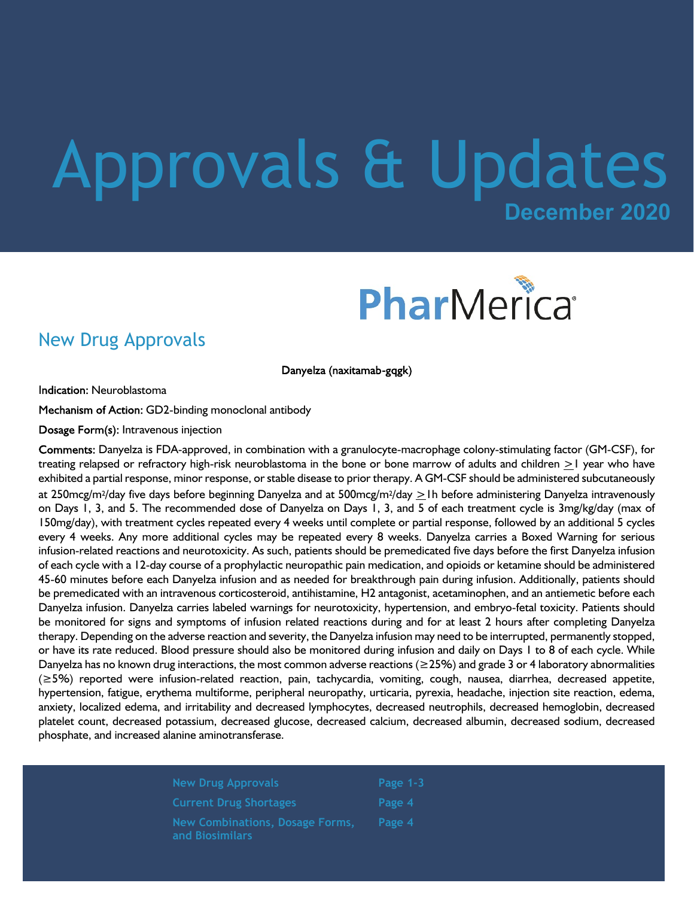# Approvals & Updates

**December 2020**

PharMerica

## New Drug Approvals

**Danyelza (naxitamab-gqgk)**

**Indication:** Neuroblastoma

**Mechanism of Action:** GD2-binding monoclonal antibody

**Dosage Form(s):** Intravenous injection

**Comments:** Danyelza is FDA-approved, in combination with a granulocyte-macrophage colony-stimulating factor (GM-CSF), for treating relapsed or refractory high-risk neuroblastoma in the bone or bone marrow of adults and children ≥1 year who have exhibited a partial response, minor response, or stable disease to prior therapy. A GM-CSF should be administered subcutaneously at 250mcg/$m^2$/day five days before beginning Danyelza and at 500mcg/$m^2$/day ≥1h before administering Danyelza intravenously on Days 1, 3, and 5. The recommended dose of Danyelza on Days 1, 3, and 5 of each treatment cycle is 3mg/kg/day (max of 150mg/day), with treatment cycles repeated every 4 weeks until complete or partial response, followed by an additional 5 cycles every 4 weeks. Any more additional cycles may be repeated every 8 weeks. Danyelza carries a Boxed Warning for serious infusion-related reactions and neurotoxicity. As such, patients should be premedicated five days before the first Danyelza infusion of each cycle with a 12-day course of a prophylactic neuropathic pain medication, and opioids or ketamine should be administered 45-60 minutes before each Danyelza infusion and as needed for breakthrough pain during infusion. Additionally, patients should be premedicated with an intravenous corticosteroid, antihistamine, H2 antagonist, acetaminophen, and an antiemetic before each Danyelza infusion. Danyelza carries labeled warnings for neurotoxicity, hypertension, and embryo-fetal toxicity. Patients should be monitored for signs and symptoms of infusion related reactions during and for at least 2 hours after completing Danyelza therapy. Depending on the adverse reaction and severity, the Danyelza infusion may need to be interrupted, permanently stopped, or have its rate reduced. Blood pressure should also be monitored during infusion and daily on Days 1 to 8 of each cycle. While Danyelza has no known drug interactions, the most common adverse reactions (≥25%) and grade 3 or 4 laboratory abnormalities (≥5%) reported were infusion-related reaction, pain, tachycardia, vomiting, cough, nausea, diarrhea, decreased appetite, hypertension, fatigue, erythema multiforme, peripheral neuropathy, urticaria, pyrexia, headache, injection site reaction, edema, anxiety, localized edema, and irritability and decreased lymphocytes, decreased neutrophils, decreased hemoglobin, decreased platelet count, decreased potassium, decreased glucose, decreased calcium, decreased albumin, decreased sodium, decreased phosphate, and increased alanine aminotransferase.

| | |
|---|---|
| New Drug Approvals | Page 1-3 |
| Current Drug Shortages | Page 4 |
| New Combinations, Dosage Forms, and Biosimilars | Page 4 |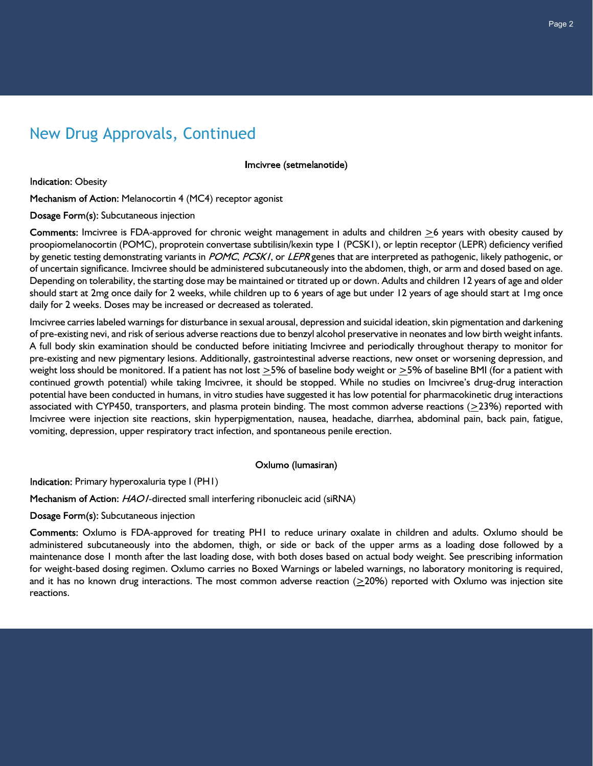## New Drug Approvals, Continued

**Imcivree (setmelanotide)**

**Indication:** Obesity

**Mechanism of Action:** Melanocortin 4 (MC4) receptor agonist

**Dosage Form(s):** Subcutaneous injection

**Comments:** Imcivree is FDA-approved for chronic weight management in adults and children ≥6 years with obesity caused by proopiomelanocortin (POMC), proprotein convertase subtilisin/kexin type 1 (PCSK1), or leptin receptor (LEPR) deficiency verified by genetic testing demonstrating variants in *POMC*, *PCSK1*, or *LEPR* genes that are interpreted as pathogenic, likely pathogenic, or of uncertain significance. Imcivree should be administered subcutaneously into the abdomen, thigh, or arm and dosed based on age. Depending on tolerability, the starting dose may be maintained or titrated up or down. Adults and children 12 years of age and older should start at 2mg once daily for 2 weeks, while children up to 6 years of age but under 12 years of age should start at 1mg once daily for 2 weeks. Doses may be increased or decreased as tolerated.

Imcivree carries labeled warnings for disturbance in sexual arousal, depression and suicidal ideation, skin pigmentation and darkening of pre-existing nevi, and risk of serious adverse reactions due to benzyl alcohol preservative in neonates and low birth weight infants. A full body skin examination should be conducted before initiating Imcivree and periodically throughout therapy to monitor for pre-existing and new pigmentary lesions. Additionally, gastrointestinal adverse reactions, new onset or worsening depression, and weight loss should be monitored. If a patient has not lost ≥5% of baseline body weight or ≥5% of baseline BMI (for a patient with continued growth potential) while taking Imcivree, it should be stopped. While no studies on Imcivree's drug-drug interaction potential have been conducted in humans, in vitro studies have suggested it has low potential for pharmacokinetic drug interactions associated with CYP450, transporters, and plasma protein binding. The most common adverse reactions (≥23%) reported with Imcivree were injection site reactions, skin hyperpigmentation, nausea, headache, diarrhea, abdominal pain, back pain, fatigue, vomiting, depression, upper respiratory tract infection, and spontaneous penile erection.

**Oxlumo (lumasiran)**

**Indication:** Primary hyperoxaluria type I (PH1)

**Mechanism of Action:** *HAO1*-directed small interfering ribonucleic acid (siRNA)

**Dosage Form(s):** Subcutaneous injection

**Comments:** Oxlumo is FDA-approved for treating PH1 to reduce urinary oxalate in children and adults. Oxlumo should be administered subcutaneously into the abdomen, thigh, or side or back of the upper arms as a loading dose followed by a maintenance dose 1 month after the last loading dose, with both doses based on actual body weight. See prescribing information for weight-based dosing regimen. Oxlumo carries no Boxed Warnings or labeled warnings, no laboratory monitoring is required, and it has no known drug interactions. The most common adverse reaction (≥20%) reported with Oxlumo was injection site reactions.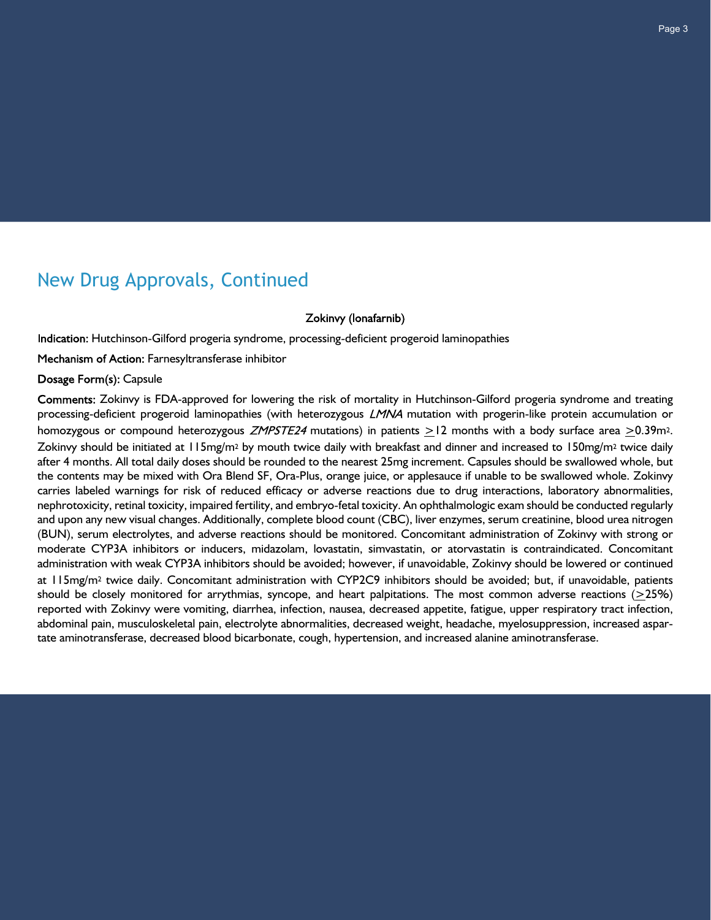## New Drug Approvals, Continued

**Zokinvy (lonafarnib)**

**Indication:** Hutchinson-Gilford progeria syndrome, processing-deficient progeroid laminopathies

**Mechanism of Action:** Farnesyltransferase inhibitor

**Dosage Form(s):** Capsule

**Comments:** Zokinvy is FDA-approved for lowering the risk of mortality in Hutchinson-Gilford progeria syndrome and treating processing-deficient progeroid laminopathies (with heterozygous *LMNA* mutation with progerin-like protein accumulation or homozygous or compound heterozygous *ZMPSTE24* mutations) in patients $\geq$12 months with a body surface area $\geq$0.39m$^2$. Zokinvy should be initiated at 115mg/m$^2$ by mouth twice daily with breakfast and dinner and increased to 150mg/m$^2$ twice daily after 4 months. All total daily doses should be rounded to the nearest 25mg increment. Capsules should be swallowed whole, but the contents may be mixed with Ora Blend SF, Ora-Plus, orange juice, or applesauce if unable to be swallowed whole. Zokinvy carries labeled warnings for risk of reduced efficacy or adverse reactions due to drug interactions, laboratory abnormalities, nephrotoxicity, retinal toxicity, impaired fertility, and embryo-fetal toxicity. An ophthalmologic exam should be conducted regularly and upon any new visual changes. Additionally, complete blood count (CBC), liver enzymes, serum creatinine, blood urea nitrogen (BUN), serum electrolytes, and adverse reactions should be monitored. Concomitant administration of Zokinvy with strong or moderate CYP3A inhibitors or inducers, midazolam, lovastatin, simvastatin, or atorvastatin is contraindicated. Concomitant administration with weak CYP3A inhibitors should be avoided; however, if unavoidable, Zokinvy should be lowered or continued at 115mg/m$^2$ twice daily. Concomitant administration with CYP2C9 inhibitors should be avoided; but, if unavoidable, patients should be closely monitored for arrythmias, syncope, and heart palpitations. The most common adverse reactions ($\geq$25%) reported with Zokinvy were vomiting, diarrhea, infection, nausea, decreased appetite, fatigue, upper respiratory tract infection, abdominal pain, musculoskeletal pain, electrolyte abnormalities, decreased weight, headache, myelosuppression, increased aspartate aminotransferase, decreased blood bicarbonate, cough, hypertension, and increased alanine aminotransferase.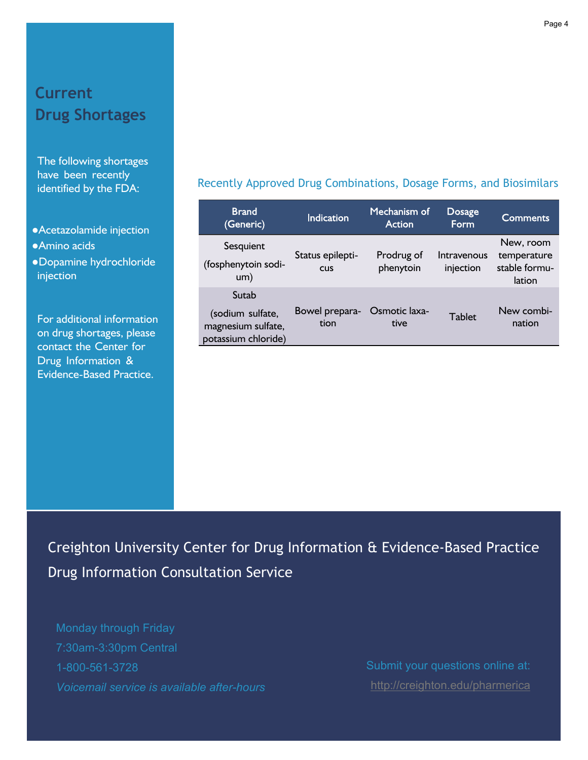## Current Drug Shortages

The following shortages have been recently identified by the FDA:

- Acetazolamide injection
- Amino acids
- Dopamine hydrochloride injection

For additional information on drug shortages, please contact the Center for Drug Information & Evidence-Based Practice.

### Recently Approved Drug Combinations, Dosage Forms, and Biosimilars

| Brand (Generic) | Indication | Mechanism of Action | Dosage Form | Comments |
|---|---|---|---|---|
| Sesquient (fosphenytoin sodium) | Status epilepticus | Prodrug of phenytoin | Intravenous injection | New, room temperature stable formulation |
| Sutab (sodium sulfate, magnesium sulfate, potassium chloride) | Bowel preparation | Osmotic laxative | Tablet | New combination |

## Creighton University Center for Drug Information & Evidence-Based Practice
## Drug Information Consultation Service

Monday through Friday
7:30am-3:30pm Central
1-800-561-3728
*Voicemail service is available after-hours*

Submit your questions online at:
http://creighton.edu/pharmerica